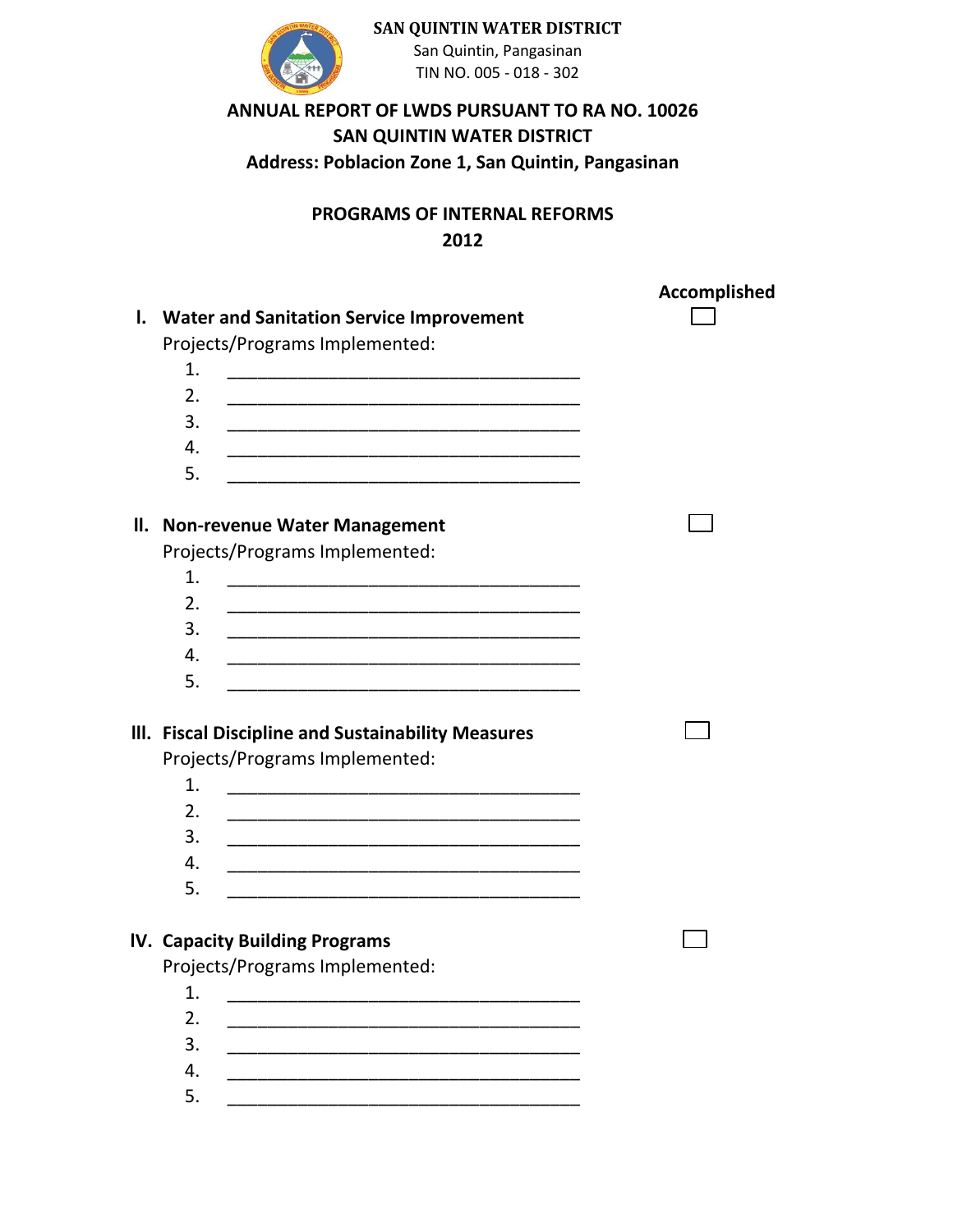**SAN QUINTIN WATER DISTRICT**
San Quintin, Pangasinan
TIN NO. 005 - 018 - 302

**ANNUAL REPORT OF LWDS PURSUANT TO RA NO. 10026**
**SAN QUINTIN WATER DISTRICT**
**Address: Poblacion Zone 1, San Quintin, Pangasinan**

**PROGRAMS OF INTERNAL REFORMS**
**2012**

**Accomplished**

**I. Water and Sanitation Service Improvement** ☐

Projects/Programs Implemented:

1. ___________________________________
2. ___________________________________
3. ___________________________________
4. ___________________________________
5. ___________________________________

**II. Non-revenue Water Management** ☐

Projects/Programs Implemented:

1. ___________________________________
2. ___________________________________
3. ___________________________________
4. ___________________________________
5. ___________________________________

**III. Fiscal Discipline and Sustainability Measures** ☐

Projects/Programs Implemented:

1. ___________________________________
2. ___________________________________
3. ___________________________________
4. ___________________________________
5. ___________________________________

**IV. Capacity Building Programs** ☐

Projects/Programs Implemented:

1. ___________________________________
2. ___________________________________
3. ___________________________________
4. ___________________________________
5. ___________________________________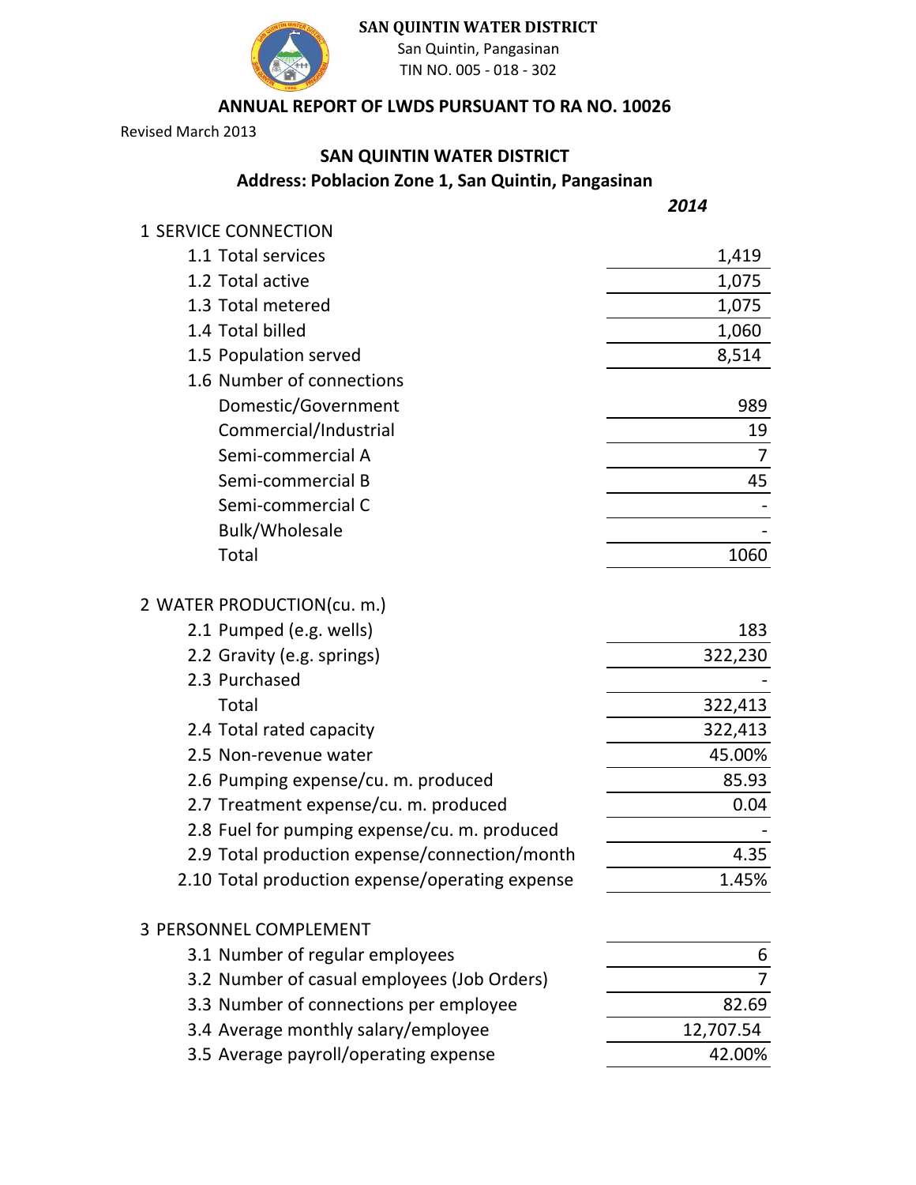**SAN QUINTIN WATER DISTRICT**

San Quintin, Pangasinan

TIN NO. 005 - 018 - 302

## ANNUAL REPORT OF LWDS PURSUANT TO RA NO. 10026

Revised March 2013

### SAN QUINTIN WATER DISTRICT

### Address: Poblacion Zone 1, San Quintin, Pangasinan

| | *2014* |
|---|---|
| **1 SERVICE CONNECTION** | |
| 1.1 Total services | 1,419 |
| 1.2 Total active | 1,075 |
| 1.3 Total metered | 1,075 |
| 1.4 Total billed | 1,060 |
| 1.5 Population served | 8,514 |
| 1.6 Number of connections | |
| Domestic/Government | 989 |
| Commercial/Industrial | 19 |
| Semi-commercial A | 7 |
| Semi-commercial B | 45 |
| Semi-commercial C | - |
| Bulk/Wholesale | - |
| Total | 1060 |
| **2 WATER PRODUCTION(cu. m.)** | |
| 2.1 Pumped (e.g. wells) | 183 |
| 2.2 Gravity (e.g. springs) | 322,230 |
| 2.3 Purchased | - |
| Total | 322,413 |
| 2.4 Total rated capacity | 322,413 |
| 2.5 Non-revenue water | 45.00% |
| 2.6 Pumping expense/cu. m. produced | 85.93 |
| 2.7 Treatment expense/cu. m. produced | 0.04 |
| 2.8 Fuel for pumping expense/cu. m. produced | - |
| 2.9 Total production expense/connection/month | 4.35 |
| 2.10 Total production expense/operating expense | 1.45% |
| **3 PERSONNEL COMPLEMENT** | |
| 3.1 Number of regular employees | 6 |
| 3.2 Number of casual employees (Job Orders) | 7 |
| 3.3 Number of connections per employee | 82.69 |
| 3.4 Average monthly salary/employee | 12,707.54 |
| 3.5 Average payroll/operating expense | 42.00% |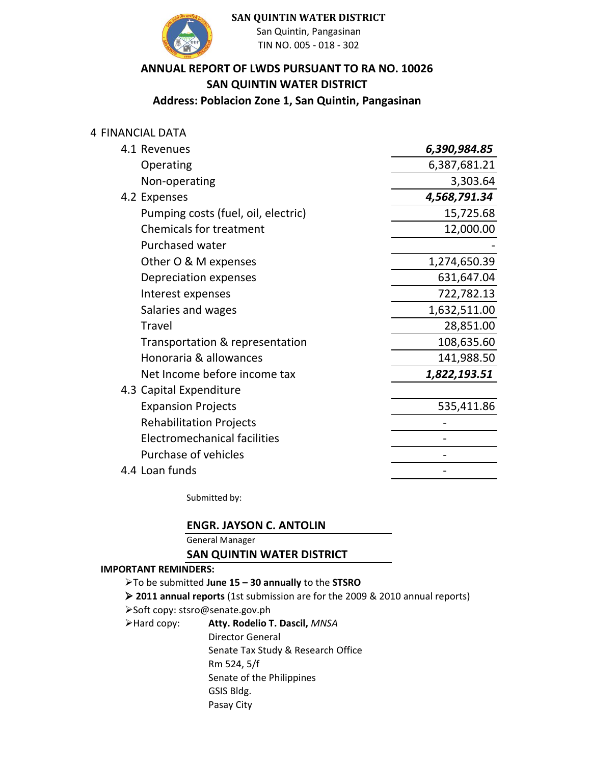**SAN QUINTIN WATER DISTRICT**
San Quintin, Pangasinan
TIN NO. 005 - 018 - 302

## ANNUAL REPORT OF LWDS PURSUANT TO RA NO. 10026
## SAN QUINTIN WATER DISTRICT
## Address: Poblacion Zone 1, San Quintin, Pangasinan

4 FINANCIAL DATA

| | |
|---|---|
| 4.1 Revenues | ***6,390,984.85*** |
| Operating | 6,387,681.21 |
| Non-operating | 3,303.64 |
| 4.2 Expenses | ***4,568,791.34*** |
| Pumping costs (fuel, oil, electric) | 15,725.68 |
| Chemicals for treatment | 12,000.00 |
| Purchased water | - |
| Other O & M expenses | 1,274,650.39 |
| Depreciation expenses | 631,647.04 |
| Interest expenses | 722,782.13 |
| Salaries and wages | 1,632,511.00 |
| Travel | 28,851.00 |
| Transportation & representation | 108,635.60 |
| Honoraria & allowances | 141,988.50 |
| Net Income before income tax | ***1,822,193.51*** |
| 4.3 Capital Expenditure | |
| Expansion Projects | 535,411.86 |
| Rehabilitation Projects | - |
| Electromechanical facilities | - |
| Purchase of vehicles | - |
| 4.4 Loan funds | - |

Submitted by:

**ENGR. JAYSON C. ANTOLIN**
General Manager
**SAN QUINTIN WATER DISTRICT**

**IMPORTANT REMINDERS:**

- To be submitted **June 15 – 30 annually** to the **STSRO**
- **2011 annual reports** (1st submission are for the 2009 & 2010 annual reports)
- Soft copy: stsro@senate.gov.ph
- Hard copy: **Atty. Rodelio T. Dascil,** ***MNSA***
  Director General
  Senate Tax Study & Research Office
  Rm 524, 5/f
  Senate of the Philippines
  GSIS Bldg.
  Pasay City